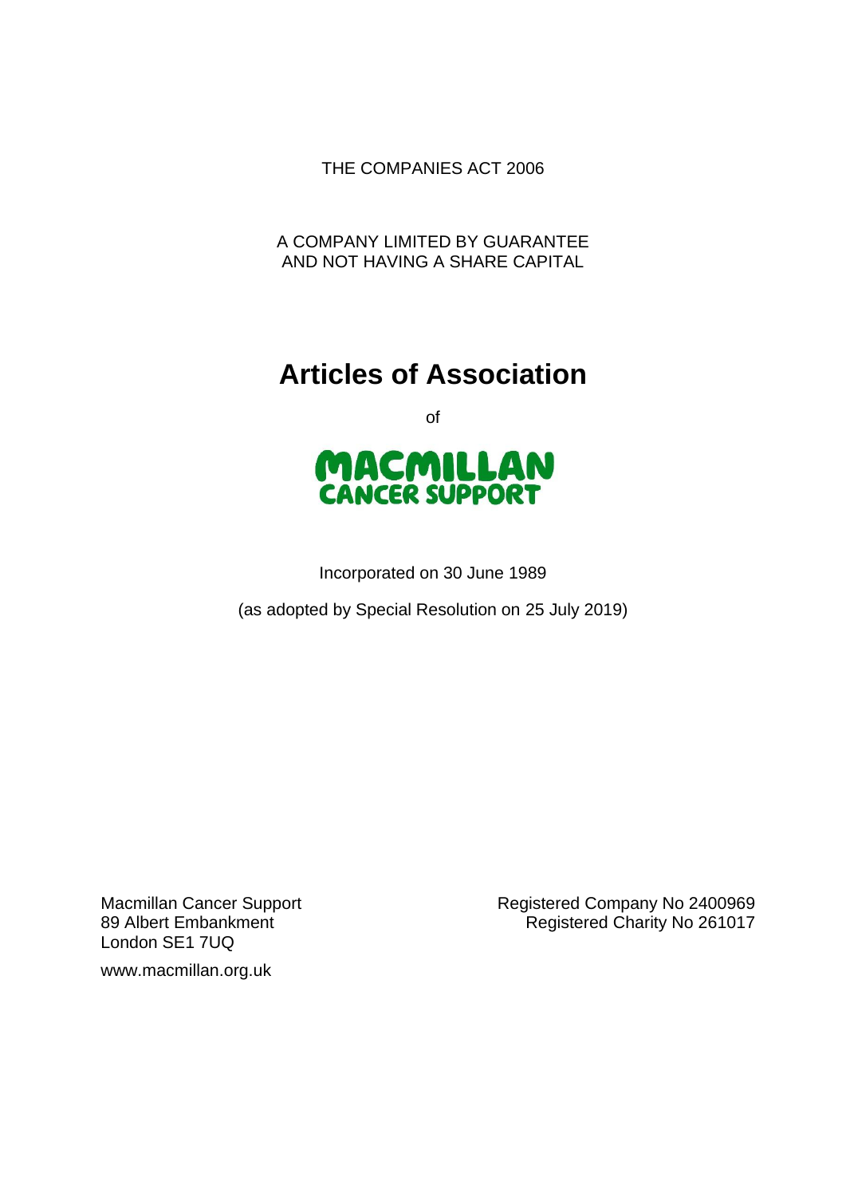THE COMPANIES ACT 2006

A COMPANY LIMITED BY GUARANTEE
AND NOT HAVING A SHARE CAPITAL

# Articles of Association

of

MACMILLAN
CANCER SUPPORT

Incorporated on 30 June 1989

(as adopted by Special Resolution on 25 July 2019)

Macmillan Cancer Support
89 Albert Embankment
London SE1 7UQ

www.macmillan.org.uk

Registered Company No 2400969
Registered Charity No 261017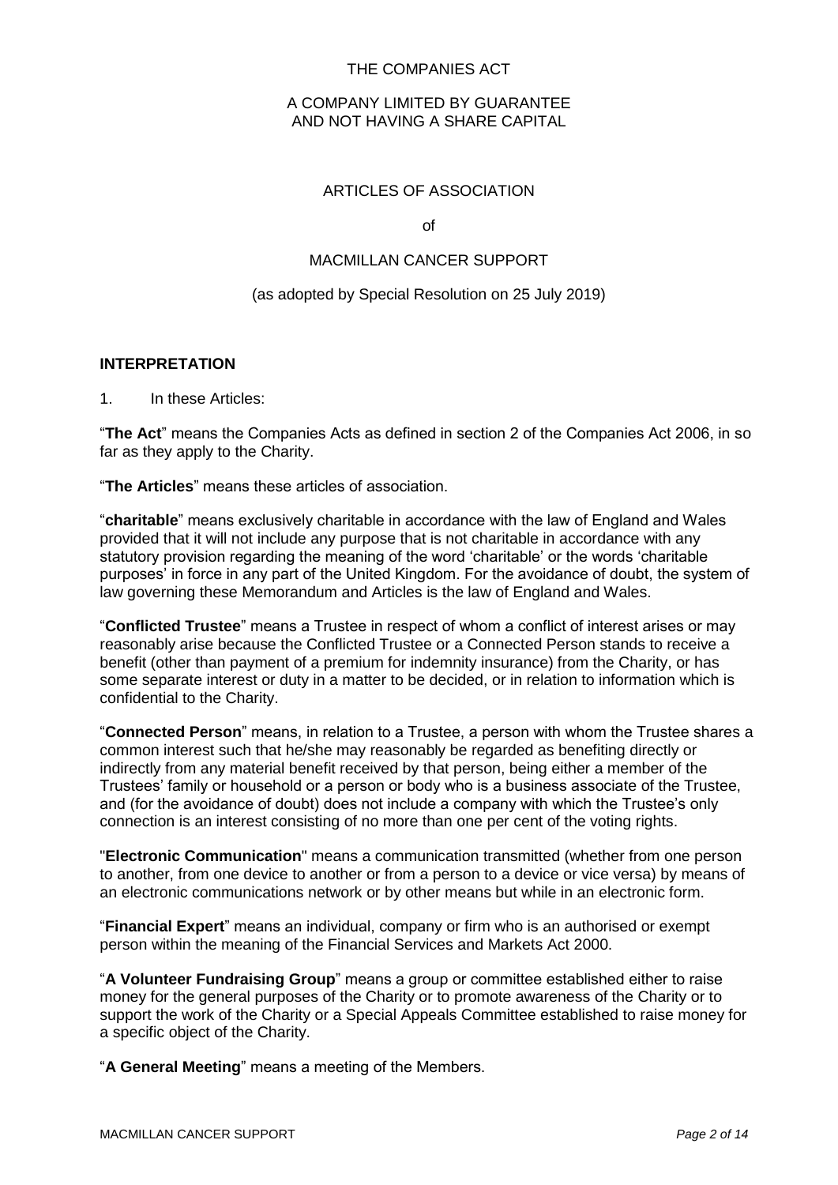THE COMPANIES ACT

A COMPANY LIMITED BY GUARANTEE
AND NOT HAVING A SHARE CAPITAL

ARTICLES OF ASSOCIATION

of

MACMILLAN CANCER SUPPORT

(as adopted by Special Resolution on 25 July 2019)

## INTERPRETATION

1. In these Articles:

"**The Act**" means the Companies Acts as defined in section 2 of the Companies Act 2006, in so far as they apply to the Charity.

"**The Articles**" means these articles of association.

"**charitable**" means exclusively charitable in accordance with the law of England and Wales provided that it will not include any purpose that is not charitable in accordance with any statutory provision regarding the meaning of the word 'charitable' or the words 'charitable purposes' in force in any part of the United Kingdom. For the avoidance of doubt, the system of law governing these Memorandum and Articles is the law of England and Wales.

"**Conflicted Trustee**" means a Trustee in respect of whom a conflict of interest arises or may reasonably arise because the Conflicted Trustee or a Connected Person stands to receive a benefit (other than payment of a premium for indemnity insurance) from the Charity, or has some separate interest or duty in a matter to be decided, or in relation to information which is confidential to the Charity.

"**Connected Person**" means, in relation to a Trustee, a person with whom the Trustee shares a common interest such that he/she may reasonably be regarded as benefiting directly or indirectly from any material benefit received by that person, being either a member of the Trustees' family or household or a person or body who is a business associate of the Trustee, and (for the avoidance of doubt) does not include a company with which the Trustee's only connection is an interest consisting of no more than one per cent of the voting rights.

"**Electronic Communication**" means a communication transmitted (whether from one person to another, from one device to another or from a person to a device or vice versa) by means of an electronic communications network or by other means but while in an electronic form.

"**Financial Expert**" means an individual, company or firm who is an authorised or exempt person within the meaning of the Financial Services and Markets Act 2000.

"**A Volunteer Fundraising Group**" means a group or committee established either to raise money for the general purposes of the Charity or to promote awareness of the Charity or to support the work of the Charity or a Special Appeals Committee established to raise money for a specific object of the Charity.

"**A General Meeting**" means a meeting of the Members.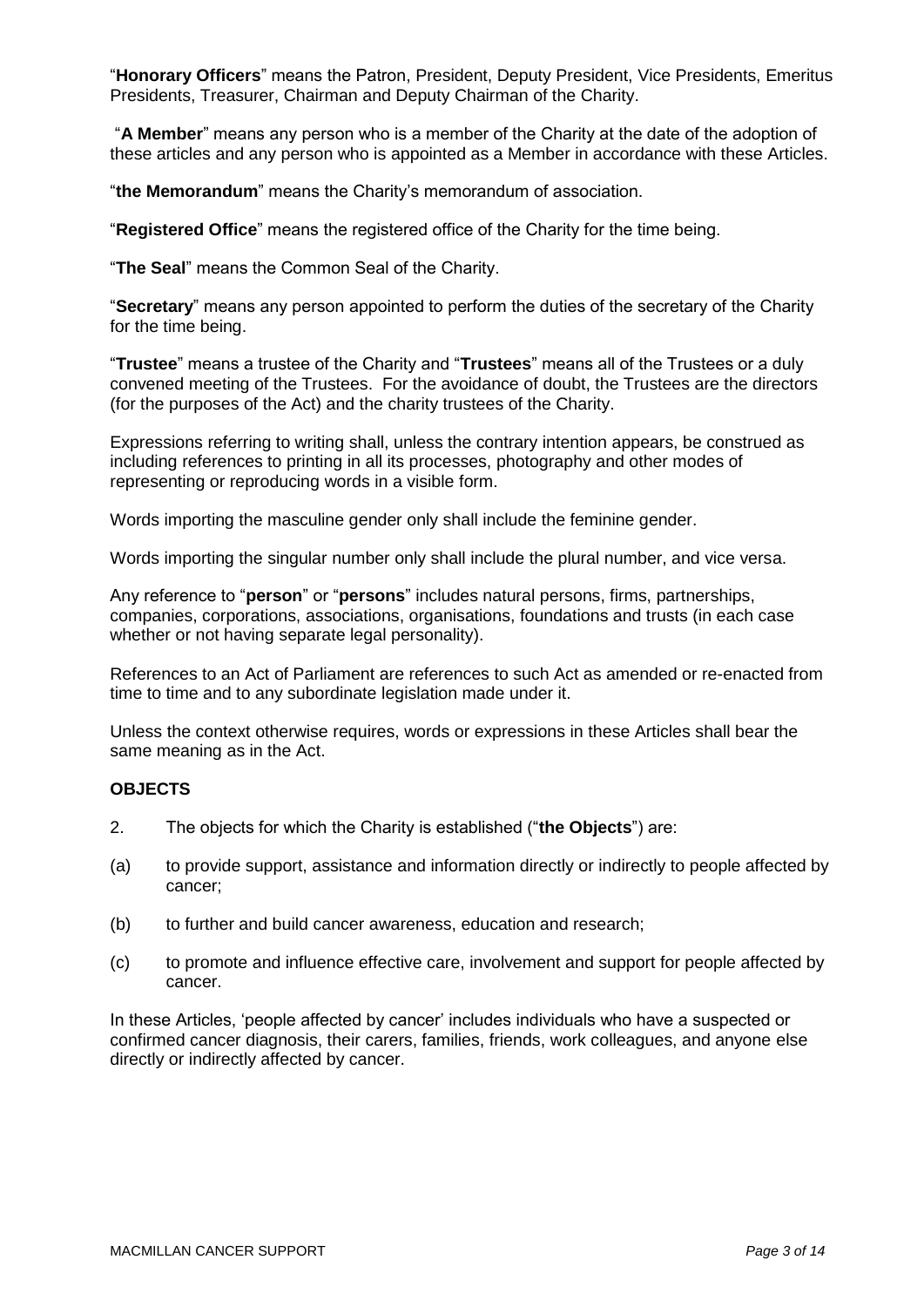"**Honorary Officers**" means the Patron, President, Deputy President, Vice Presidents, Emeritus Presidents, Treasurer, Chairman and Deputy Chairman of the Charity.

"**A Member**" means any person who is a member of the Charity at the date of the adoption of these articles and any person who is appointed as a Member in accordance with these Articles.

"**the Memorandum**" means the Charity's memorandum of association.

"**Registered Office**" means the registered office of the Charity for the time being.

"**The Seal**" means the Common Seal of the Charity.

"**Secretary**" means any person appointed to perform the duties of the secretary of the Charity for the time being.

"**Trustee**" means a trustee of the Charity and "**Trustees**" means all of the Trustees or a duly convened meeting of the Trustees. For the avoidance of doubt, the Trustees are the directors (for the purposes of the Act) and the charity trustees of the Charity.

Expressions referring to writing shall, unless the contrary intention appears, be construed as including references to printing in all its processes, photography and other modes of representing or reproducing words in a visible form.

Words importing the masculine gender only shall include the feminine gender.

Words importing the singular number only shall include the plural number, and vice versa.

Any reference to "**person**" or "**persons**" includes natural persons, firms, partnerships, companies, corporations, associations, organisations, foundations and trusts (in each case whether or not having separate legal personality).

References to an Act of Parliament are references to such Act as amended or re-enacted from time to time and to any subordinate legislation made under it.

Unless the context otherwise requires, words or expressions in these Articles shall bear the same meaning as in the Act.

**OBJECTS**

2. The objects for which the Charity is established ("**the Objects**") are:

(a) to provide support, assistance and information directly or indirectly to people affected by cancer;

(b) to further and build cancer awareness, education and research;

(c) to promote and influence effective care, involvement and support for people affected by cancer.

In these Articles, 'people affected by cancer' includes individuals who have a suspected or confirmed cancer diagnosis, their carers, families, friends, work colleagues, and anyone else directly or indirectly affected by cancer.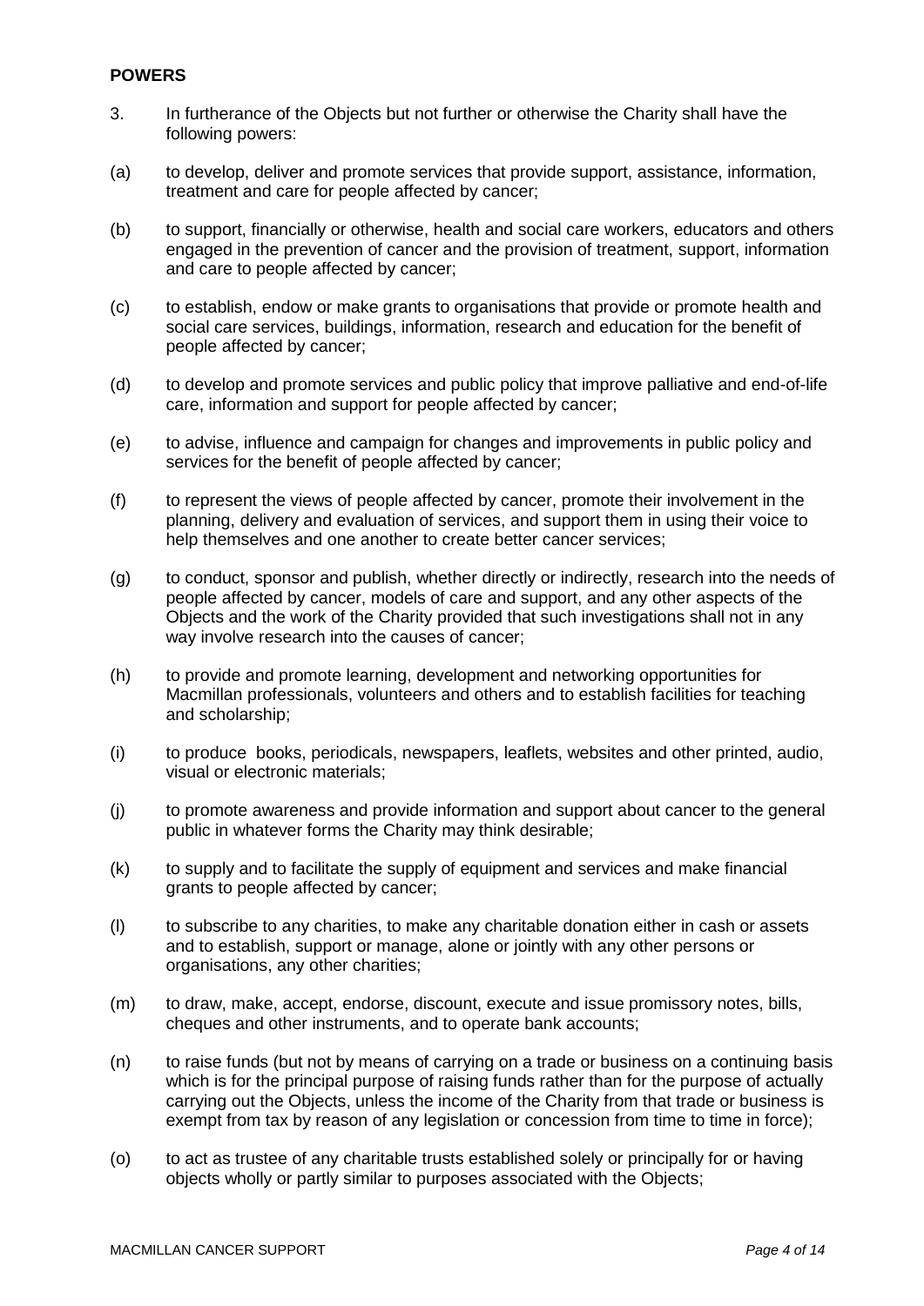**POWERS**

3. In furtherance of the Objects but not further or otherwise the Charity shall have the following powers:

(a) to develop, deliver and promote services that provide support, assistance, information, treatment and care for people affected by cancer;

(b) to support, financially or otherwise, health and social care workers, educators and others engaged in the prevention of cancer and the provision of treatment, support, information and care to people affected by cancer;

(c) to establish, endow or make grants to organisations that provide or promote health and social care services, buildings, information, research and education for the benefit of people affected by cancer;

(d) to develop and promote services and public policy that improve palliative and end-of-life care, information and support for people affected by cancer;

(e) to advise, influence and campaign for changes and improvements in public policy and services for the benefit of people affected by cancer;

(f) to represent the views of people affected by cancer, promote their involvement in the planning, delivery and evaluation of services, and support them in using their voice to help themselves and one another to create better cancer services;

(g) to conduct, sponsor and publish, whether directly or indirectly, research into the needs of people affected by cancer, models of care and support, and any other aspects of the Objects and the work of the Charity provided that such investigations shall not in any way involve research into the causes of cancer;

(h) to provide and promote learning, development and networking opportunities for Macmillan professionals, volunteers and others and to establish facilities for teaching and scholarship;

(i) to produce books, periodicals, newspapers, leaflets, websites and other printed, audio, visual or electronic materials;

(j) to promote awareness and provide information and support about cancer to the general public in whatever forms the Charity may think desirable;

(k) to supply and to facilitate the supply of equipment and services and make financial grants to people affected by cancer;

(l) to subscribe to any charities, to make any charitable donation either in cash or assets and to establish, support or manage, alone or jointly with any other persons or organisations, any other charities;

(m) to draw, make, accept, endorse, discount, execute and issue promissory notes, bills, cheques and other instruments, and to operate bank accounts;

(n) to raise funds (but not by means of carrying on a trade or business on a continuing basis which is for the principal purpose of raising funds rather than for the purpose of actually carrying out the Objects, unless the income of the Charity from that trade or business is exempt from tax by reason of any legislation or concession from time to time in force);

(o) to act as trustee of any charitable trusts established solely or principally for or having objects wholly or partly similar to purposes associated with the Objects;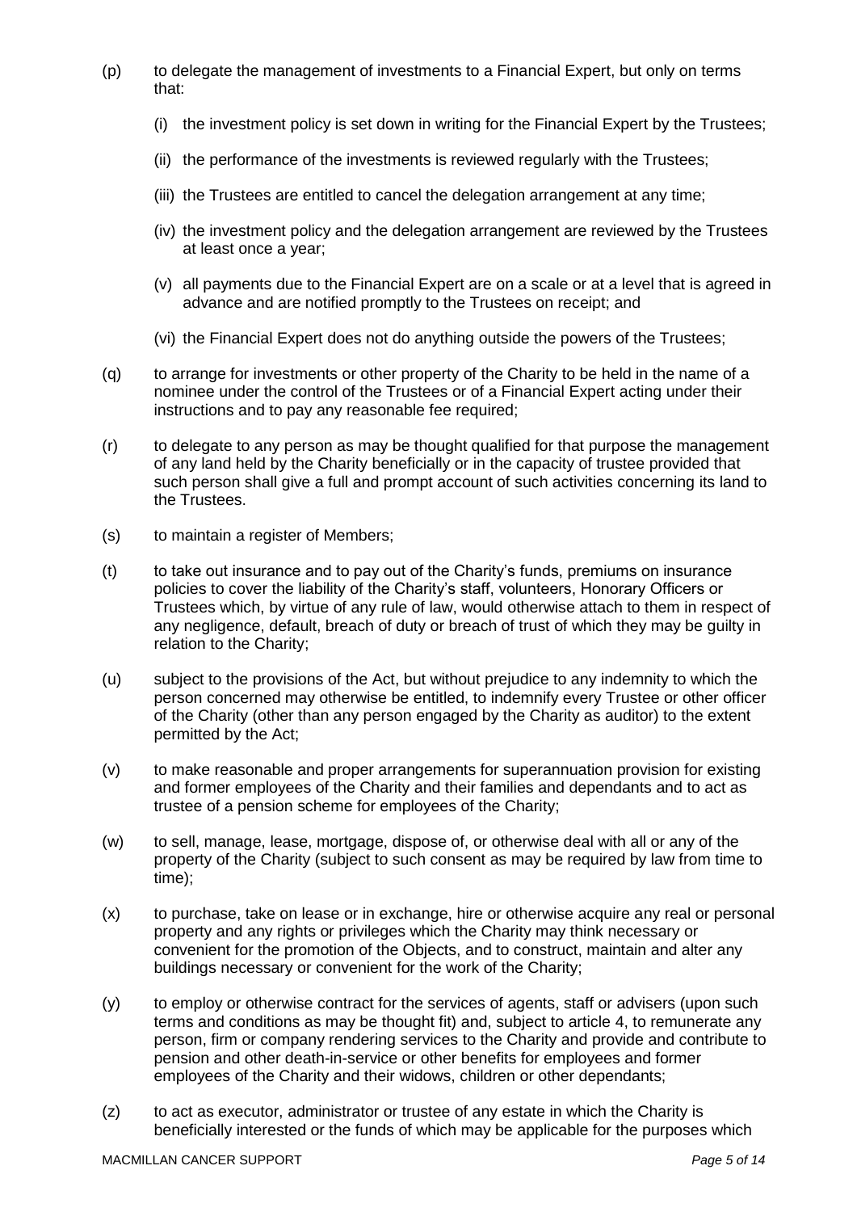(p) to delegate the management of investments to a Financial Expert, but only on terms that:

   (i) the investment policy is set down in writing for the Financial Expert by the Trustees;

   (ii) the performance of the investments is reviewed regularly with the Trustees;

   (iii) the Trustees are entitled to cancel the delegation arrangement at any time;

   (iv) the investment policy and the delegation arrangement are reviewed by the Trustees at least once a year;

   (v) all payments due to the Financial Expert are on a scale or at a level that is agreed in advance and are notified promptly to the Trustees on receipt; and

   (vi) the Financial Expert does not do anything outside the powers of the Trustees;

(q) to arrange for investments or other property of the Charity to be held in the name of a nominee under the control of the Trustees or of a Financial Expert acting under their instructions and to pay any reasonable fee required;

(r) to delegate to any person as may be thought qualified for that purpose the management of any land held by the Charity beneficially or in the capacity of trustee provided that such person shall give a full and prompt account of such activities concerning its land to the Trustees.

(s) to maintain a register of Members;

(t) to take out insurance and to pay out of the Charity's funds, premiums on insurance policies to cover the liability of the Charity's staff, volunteers, Honorary Officers or Trustees which, by virtue of any rule of law, would otherwise attach to them in respect of any negligence, default, breach of duty or breach of trust of which they may be guilty in relation to the Charity;

(u) subject to the provisions of the Act, but without prejudice to any indemnity to which the person concerned may otherwise be entitled, to indemnify every Trustee or other officer of the Charity (other than any person engaged by the Charity as auditor) to the extent permitted by the Act;

(v) to make reasonable and proper arrangements for superannuation provision for existing and former employees of the Charity and their families and dependants and to act as trustee of a pension scheme for employees of the Charity;

(w) to sell, manage, lease, mortgage, dispose of, or otherwise deal with all or any of the property of the Charity (subject to such consent as may be required by law from time to time);

(x) to purchase, take on lease or in exchange, hire or otherwise acquire any real or personal property and any rights or privileges which the Charity may think necessary or convenient for the promotion of the Objects, and to construct, maintain and alter any buildings necessary or convenient for the work of the Charity;

(y) to employ or otherwise contract for the services of agents, staff or advisers (upon such terms and conditions as may be thought fit) and, subject to article 4, to remunerate any person, firm or company rendering services to the Charity and provide and contribute to pension and other death-in-service or other benefits for employees and former employees of the Charity and their widows, children or other dependants;

(z) to act as executor, administrator or trustee of any estate in which the Charity is beneficially interested or the funds of which may be applicable for the purposes which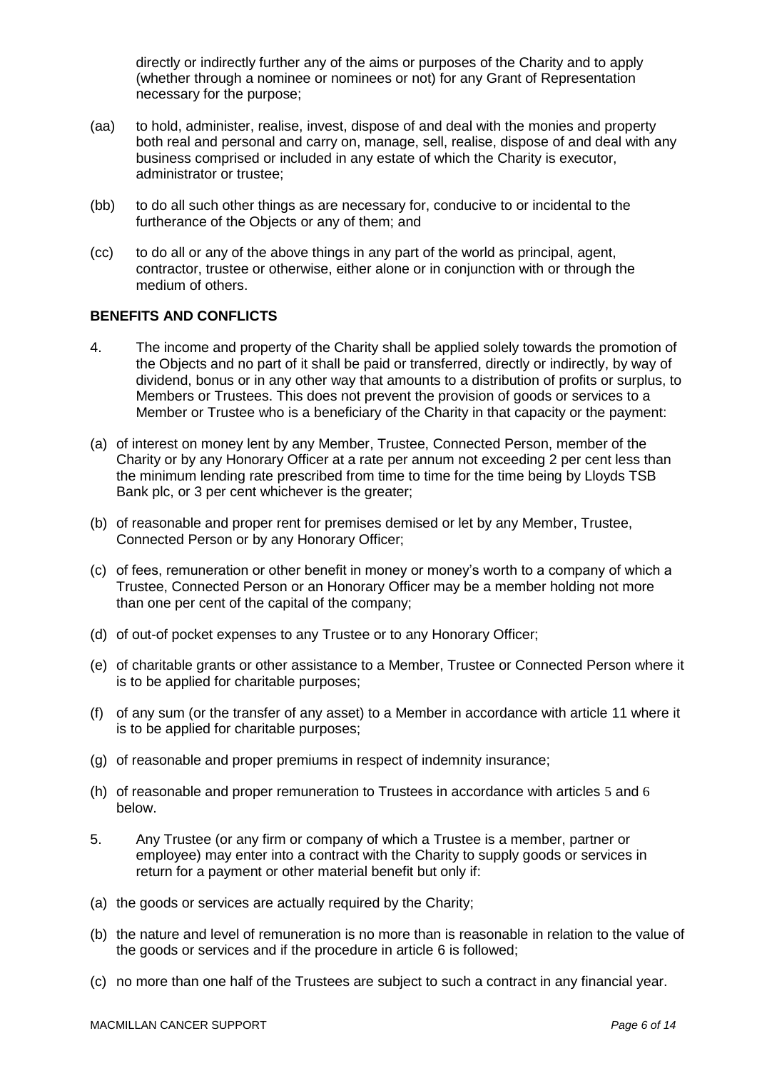directly or indirectly further any of the aims or purposes of the Charity and to apply (whether through a nominee or nominees or not) for any Grant of Representation necessary for the purpose;

(aa) to hold, administer, realise, invest, dispose of and deal with the monies and property both real and personal and carry on, manage, sell, realise, dispose of and deal with any business comprised or included in any estate of which the Charity is executor, administrator or trustee;

(bb) to do all such other things as are necessary for, conducive to or incidental to the furtherance of the Objects or any of them; and

(cc) to do all or any of the above things in any part of the world as principal, agent, contractor, trustee or otherwise, either alone or in conjunction with or through the medium of others.

**BENEFITS AND CONFLICTS**

4. The income and property of the Charity shall be applied solely towards the promotion of the Objects and no part of it shall be paid or transferred, directly or indirectly, by way of dividend, bonus or in any other way that amounts to a distribution of profits or surplus, to Members or Trustees. This does not prevent the provision of goods or services to a Member or Trustee who is a beneficiary of the Charity in that capacity or the payment:

(a) of interest on money lent by any Member, Trustee, Connected Person, member of the Charity or by any Honorary Officer at a rate per annum not exceeding 2 per cent less than the minimum lending rate prescribed from time to time for the time being by Lloyds TSB Bank plc, or 3 per cent whichever is the greater;

(b) of reasonable and proper rent for premises demised or let by any Member, Trustee, Connected Person or by any Honorary Officer;

(c) of fees, remuneration or other benefit in money or money's worth to a company of which a Trustee, Connected Person or an Honorary Officer may be a member holding not more than one per cent of the capital of the company;

(d) of out-of pocket expenses to any Trustee or to any Honorary Officer;

(e) of charitable grants or other assistance to a Member, Trustee or Connected Person where it is to be applied for charitable purposes;

(f) of any sum (or the transfer of any asset) to a Member in accordance with article 11 where it is to be applied for charitable purposes;

(g) of reasonable and proper premiums in respect of indemnity insurance;

(h) of reasonable and proper remuneration to Trustees in accordance with articles 5 and 6 below.

5. Any Trustee (or any firm or company of which a Trustee is a member, partner or employee) may enter into a contract with the Charity to supply goods or services in return for a payment or other material benefit but only if:

(a) the goods or services are actually required by the Charity;

(b) the nature and level of remuneration is no more than is reasonable in relation to the value of the goods or services and if the procedure in article 6 is followed;

(c) no more than one half of the Trustees are subject to such a contract in any financial year.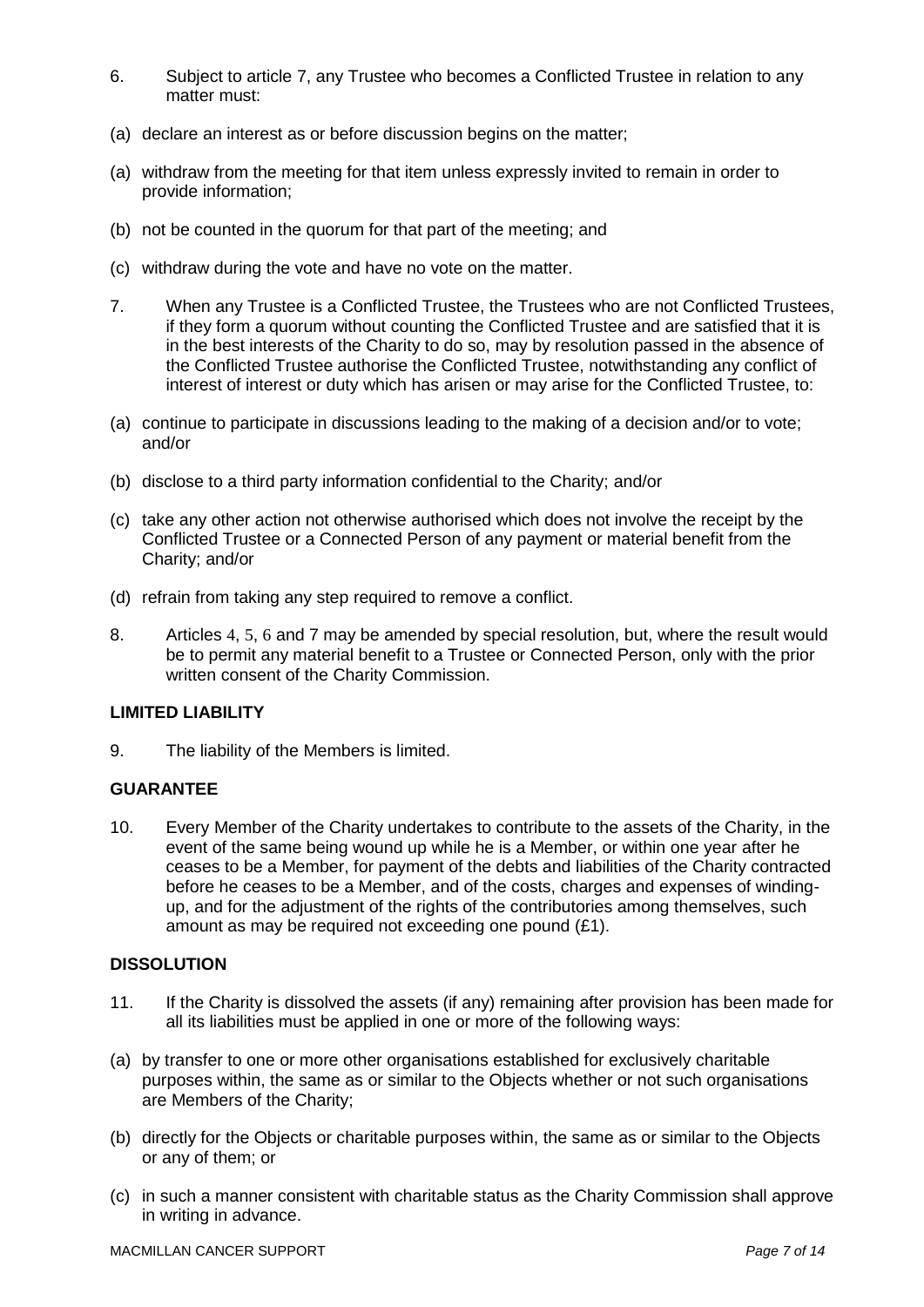6. Subject to article 7, any Trustee who becomes a Conflicted Trustee in relation to any matter must:

(a) declare an interest as or before discussion begins on the matter;

(a) withdraw from the meeting for that item unless expressly invited to remain in order to provide information;

(b) not be counted in the quorum for that part of the meeting; and

(c) withdraw during the vote and have no vote on the matter.

7. When any Trustee is a Conflicted Trustee, the Trustees who are not Conflicted Trustees, if they form a quorum without counting the Conflicted Trustee and are satisfied that it is in the best interests of the Charity to do so, may by resolution passed in the absence of the Conflicted Trustee authorise the Conflicted Trustee, notwithstanding any conflict of interest of interest or duty which has arisen or may arise for the Conflicted Trustee, to:

(a) continue to participate in discussions leading to the making of a decision and/or to vote; and/or

(b) disclose to a third party information confidential to the Charity; and/or

(c) take any other action not otherwise authorised which does not involve the receipt by the Conflicted Trustee or a Connected Person of any payment or material benefit from the Charity; and/or

(d) refrain from taking any step required to remove a conflict.

8. Articles 4, 5, 6 and 7 may be amended by special resolution, but, where the result would be to permit any material benefit to a Trustee or Connected Person, only with the prior written consent of the Charity Commission.

**LIMITED LIABILITY**

9. The liability of the Members is limited.

**GUARANTEE**

10. Every Member of the Charity undertakes to contribute to the assets of the Charity, in the event of the same being wound up while he is a Member, or within one year after he ceases to be a Member, for payment of the debts and liabilities of the Charity contracted before he ceases to be a Member, and of the costs, charges and expenses of winding-up, and for the adjustment of the rights of the contributories among themselves, such amount as may be required not exceeding one pound (£1).

**DISSOLUTION**

11. If the Charity is dissolved the assets (if any) remaining after provision has been made for all its liabilities must be applied in one or more of the following ways:

(a) by transfer to one or more other organisations established for exclusively charitable purposes within, the same as or similar to the Objects whether or not such organisations are Members of the Charity;

(b) directly for the Objects or charitable purposes within, the same as or similar to the Objects or any of them; or

(c) in such a manner consistent with charitable status as the Charity Commission shall approve in writing in advance.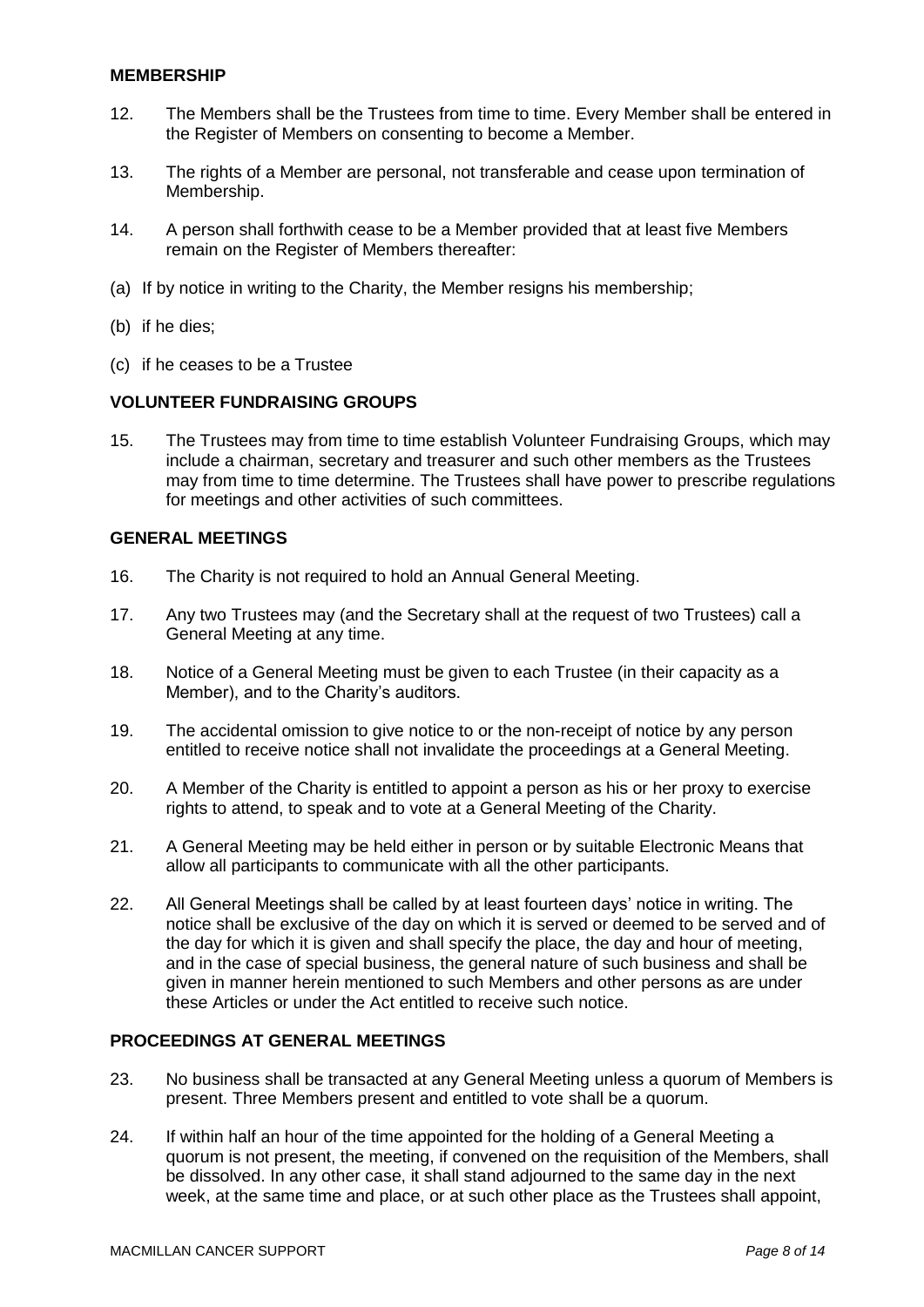## MEMBERSHIP

12. The Members shall be the Trustees from time to time. Every Member shall be entered in the Register of Members on consenting to become a Member.

13. The rights of a Member are personal, not transferable and cease upon termination of Membership.

14. A person shall forthwith cease to be a Member provided that at least five Members remain on the Register of Members thereafter:

(a) If by notice in writing to the Charity, the Member resigns his membership;

(b) if he dies;

(c) if he ceases to be a Trustee

## VOLUNTEER FUNDRAISING GROUPS

15. The Trustees may from time to time establish Volunteer Fundraising Groups, which may include a chairman, secretary and treasurer and such other members as the Trustees may from time to time determine. The Trustees shall have power to prescribe regulations for meetings and other activities of such committees.

## GENERAL MEETINGS

16. The Charity is not required to hold an Annual General Meeting.

17. Any two Trustees may (and the Secretary shall at the request of two Trustees) call a General Meeting at any time.

18. Notice of a General Meeting must be given to each Trustee (in their capacity as a Member), and to the Charity's auditors.

19. The accidental omission to give notice to or the non-receipt of notice by any person entitled to receive notice shall not invalidate the proceedings at a General Meeting.

20. A Member of the Charity is entitled to appoint a person as his or her proxy to exercise rights to attend, to speak and to vote at a General Meeting of the Charity.

21. A General Meeting may be held either in person or by suitable Electronic Means that allow all participants to communicate with all the other participants.

22. All General Meetings shall be called by at least fourteen days' notice in writing. The notice shall be exclusive of the day on which it is served or deemed to be served and of the day for which it is given and shall specify the place, the day and hour of meeting, and in the case of special business, the general nature of such business and shall be given in manner herein mentioned to such Members and other persons as are under these Articles or under the Act entitled to receive such notice.

## PROCEEDINGS AT GENERAL MEETINGS

23. No business shall be transacted at any General Meeting unless a quorum of Members is present. Three Members present and entitled to vote shall be a quorum.

24. If within half an hour of the time appointed for the holding of a General Meeting a quorum is not present, the meeting, if convened on the requisition of the Members, shall be dissolved. In any other case, it shall stand adjourned to the same day in the next week, at the same time and place, or at such other place as the Trustees shall appoint,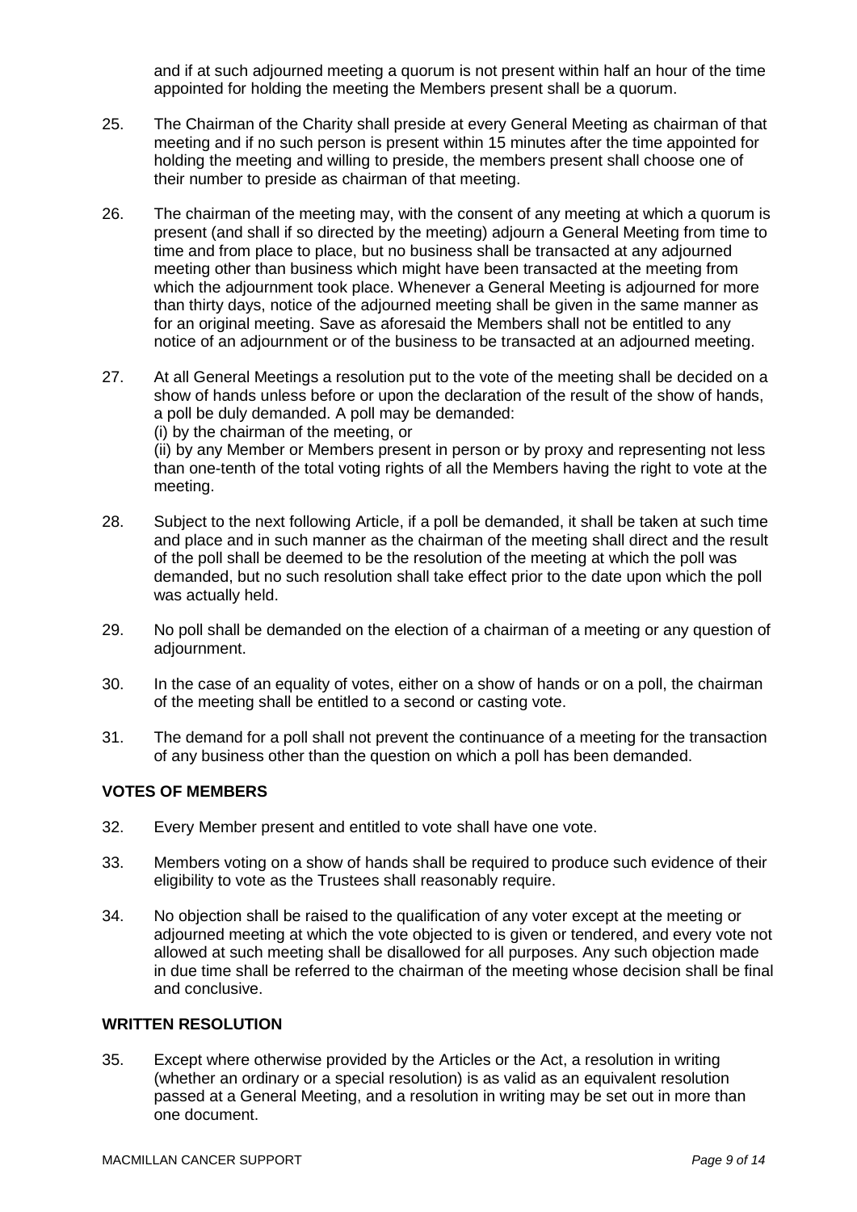and if at such adjourned meeting a quorum is not present within half an hour of the time appointed for holding the meeting the Members present shall be a quorum.

25. The Chairman of the Charity shall preside at every General Meeting as chairman of that meeting and if no such person is present within 15 minutes after the time appointed for holding the meeting and willing to preside, the members present shall choose one of their number to preside as chairman of that meeting.

26. The chairman of the meeting may, with the consent of any meeting at which a quorum is present (and shall if so directed by the meeting) adjourn a General Meeting from time to time and from place to place, but no business shall be transacted at any adjourned meeting other than business which might have been transacted at the meeting from which the adjournment took place. Whenever a General Meeting is adjourned for more than thirty days, notice of the adjourned meeting shall be given in the same manner as for an original meeting. Save as aforesaid the Members shall not be entitled to any notice of an adjournment or of the business to be transacted at an adjourned meeting.

27. At all General Meetings a resolution put to the vote of the meeting shall be decided on a show of hands unless before or upon the declaration of the result of the show of hands, a poll be duly demanded. A poll may be demanded:
(i) by the chairman of the meeting, or
(ii) by any Member or Members present in person or by proxy and representing not less than one-tenth of the total voting rights of all the Members having the right to vote at the meeting.

28. Subject to the next following Article, if a poll be demanded, it shall be taken at such time and place and in such manner as the chairman of the meeting shall direct and the result of the poll shall be deemed to be the resolution of the meeting at which the poll was demanded, but no such resolution shall take effect prior to the date upon which the poll was actually held.

29. No poll shall be demanded on the election of a chairman of a meeting or any question of adjournment.

30. In the case of an equality of votes, either on a show of hands or on a poll, the chairman of the meeting shall be entitled to a second or casting vote.

31. The demand for a poll shall not prevent the continuance of a meeting for the transaction of any business other than the question on which a poll has been demanded.

### VOTES OF MEMBERS

32. Every Member present and entitled to vote shall have one vote.

33. Members voting on a show of hands shall be required to produce such evidence of their eligibility to vote as the Trustees shall reasonably require.

34. No objection shall be raised to the qualification of any voter except at the meeting or adjourned meeting at which the vote objected to is given or tendered, and every vote not allowed at such meeting shall be disallowed for all purposes. Any such objection made in due time shall be referred to the chairman of the meeting whose decision shall be final and conclusive.

### WRITTEN RESOLUTION

35. Except where otherwise provided by the Articles or the Act, a resolution in writing (whether an ordinary or a special resolution) is as valid as an equivalent resolution passed at a General Meeting, and a resolution in writing may be set out in more than one document.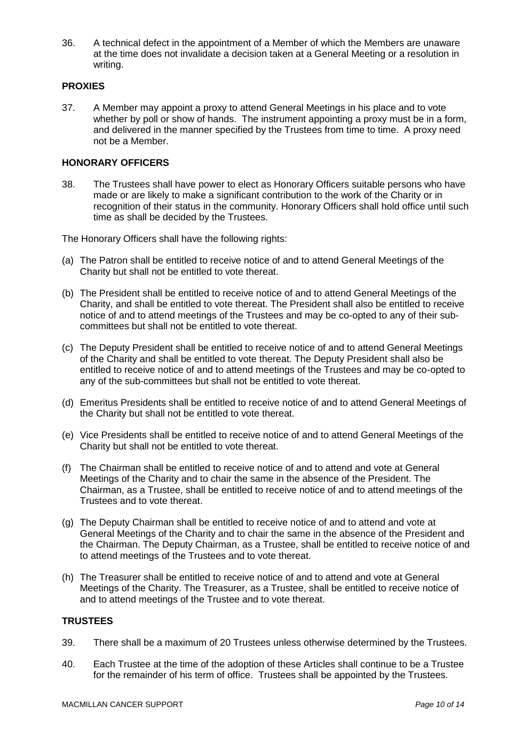36. A technical defect in the appointment of a Member of which the Members are unaware at the time does not invalidate a decision taken at a General Meeting or a resolution in writing.

## PROXIES

37. A Member may appoint a proxy to attend General Meetings in his place and to vote whether by poll or show of hands. The instrument appointing a proxy must be in a form, and delivered in the manner specified by the Trustees from time to time. A proxy need not be a Member.

## HONORARY OFFICERS

38. The Trustees shall have power to elect as Honorary Officers suitable persons who have made or are likely to make a significant contribution to the work of the Charity or in recognition of their status in the community. Honorary Officers shall hold office until such time as shall be decided by the Trustees.

The Honorary Officers shall have the following rights:

(a) The Patron shall be entitled to receive notice of and to attend General Meetings of the Charity but shall not be entitled to vote thereat.

(b) The President shall be entitled to receive notice of and to attend General Meetings of the Charity, and shall be entitled to vote thereat. The President shall also be entitled to receive notice of and to attend meetings of the Trustees and may be co-opted to any of their sub-committees but shall not be entitled to vote thereat.

(c) The Deputy President shall be entitled to receive notice of and to attend General Meetings of the Charity and shall be entitled to vote thereat. The Deputy President shall also be entitled to receive notice of and to attend meetings of the Trustees and may be co-opted to any of the sub-committees but shall not be entitled to vote thereat.

(d) Emeritus Presidents shall be entitled to receive notice of and to attend General Meetings of the Charity but shall not be entitled to vote thereat.

(e) Vice Presidents shall be entitled to receive notice of and to attend General Meetings of the Charity but shall not be entitled to vote thereat.

(f) The Chairman shall be entitled to receive notice of and to attend and vote at General Meetings of the Charity and to chair the same in the absence of the President. The Chairman, as a Trustee, shall be entitled to receive notice of and to attend meetings of the Trustees and to vote thereat.

(g) The Deputy Chairman shall be entitled to receive notice of and to attend and vote at General Meetings of the Charity and to chair the same in the absence of the President and the Chairman. The Deputy Chairman, as a Trustee, shall be entitled to receive notice of and to attend meetings of the Trustees and to vote thereat.

(h) The Treasurer shall be entitled to receive notice of and to attend and vote at General Meetings of the Charity. The Treasurer, as a Trustee, shall be entitled to receive notice of and to attend meetings of the Trustee and to vote thereat.

## TRUSTEES

39. There shall be a maximum of 20 Trustees unless otherwise determined by the Trustees.

40. Each Trustee at the time of the adoption of these Articles shall continue to be a Trustee for the remainder of his term of office. Trustees shall be appointed by the Trustees.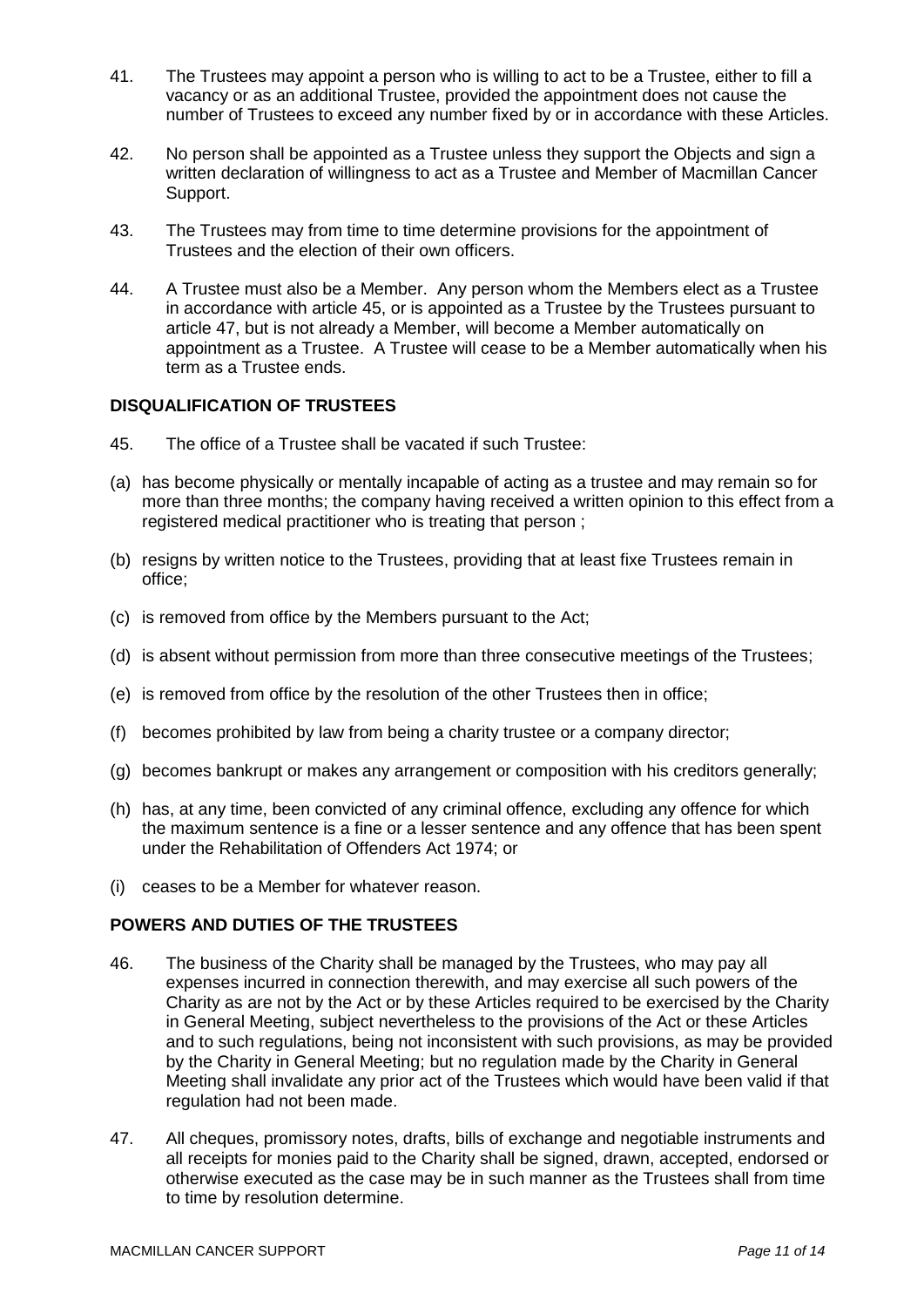41. The Trustees may appoint a person who is willing to act to be a Trustee, either to fill a vacancy or as an additional Trustee, provided the appointment does not cause the number of Trustees to exceed any number fixed by or in accordance with these Articles.

42. No person shall be appointed as a Trustee unless they support the Objects and sign a written declaration of willingness to act as a Trustee and Member of Macmillan Cancer Support.

43. The Trustees may from time to time determine provisions for the appointment of Trustees and the election of their own officers.

44. A Trustee must also be a Member. Any person whom the Members elect as a Trustee in accordance with article 45, or is appointed as a Trustee by the Trustees pursuant to article 47, but is not already a Member, will become a Member automatically on appointment as a Trustee. A Trustee will cease to be a Member automatically when his term as a Trustee ends.

**DISQUALIFICATION OF TRUSTEES**

45. The office of a Trustee shall be vacated if such Trustee:

(a) has become physically or mentally incapable of acting as a trustee and may remain so for more than three months; the company having received a written opinion to this effect from a registered medical practitioner who is treating that person ;

(b) resigns by written notice to the Trustees, providing that at least fixe Trustees remain in office;

(c) is removed from office by the Members pursuant to the Act;

(d) is absent without permission from more than three consecutive meetings of the Trustees;

(e) is removed from office by the resolution of the other Trustees then in office;

(f) becomes prohibited by law from being a charity trustee or a company director;

(g) becomes bankrupt or makes any arrangement or composition with his creditors generally;

(h) has, at any time, been convicted of any criminal offence, excluding any offence for which the maximum sentence is a fine or a lesser sentence and any offence that has been spent under the Rehabilitation of Offenders Act 1974; or

(i) ceases to be a Member for whatever reason.

**POWERS AND DUTIES OF THE TRUSTEES**

46. The business of the Charity shall be managed by the Trustees, who may pay all expenses incurred in connection therewith, and may exercise all such powers of the Charity as are not by the Act or by these Articles required to be exercised by the Charity in General Meeting, subject nevertheless to the provisions of the Act or these Articles and to such regulations, being not inconsistent with such provisions, as may be provided by the Charity in General Meeting; but no regulation made by the Charity in General Meeting shall invalidate any prior act of the Trustees which would have been valid if that regulation had not been made.

47. All cheques, promissory notes, drafts, bills of exchange and negotiable instruments and all receipts for monies paid to the Charity shall be signed, drawn, accepted, endorsed or otherwise executed as the case may be in such manner as the Trustees shall from time to time by resolution determine.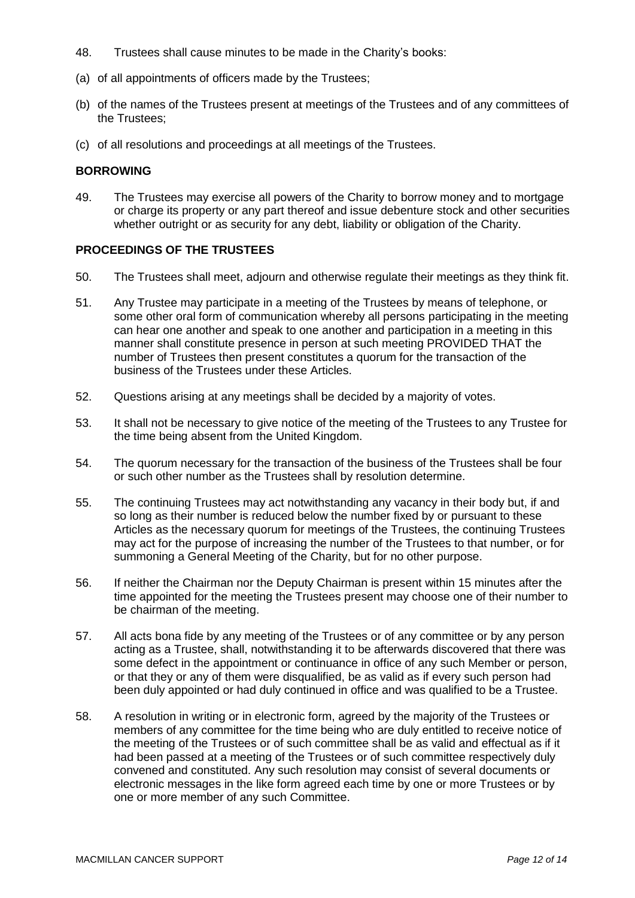48. Trustees shall cause minutes to be made in the Charity's books:

(a) of all appointments of officers made by the Trustees;

(b) of the names of the Trustees present at meetings of the Trustees and of any committees of the Trustees;

(c) of all resolutions and proceedings at all meetings of the Trustees.

**BORROWING**

49. The Trustees may exercise all powers of the Charity to borrow money and to mortgage or charge its property or any part thereof and issue debenture stock and other securities whether outright or as security for any debt, liability or obligation of the Charity.

**PROCEEDINGS OF THE TRUSTEES**

50. The Trustees shall meet, adjourn and otherwise regulate their meetings as they think fit.

51. Any Trustee may participate in a meeting of the Trustees by means of telephone, or some other oral form of communication whereby all persons participating in the meeting can hear one another and speak to one another and participation in a meeting in this manner shall constitute presence in person at such meeting PROVIDED THAT the number of Trustees then present constitutes a quorum for the transaction of the business of the Trustees under these Articles.

52. Questions arising at any meetings shall be decided by a majority of votes.

53. It shall not be necessary to give notice of the meeting of the Trustees to any Trustee for the time being absent from the United Kingdom.

54. The quorum necessary for the transaction of the business of the Trustees shall be four or such other number as the Trustees shall by resolution determine.

55. The continuing Trustees may act notwithstanding any vacancy in their body but, if and so long as their number is reduced below the number fixed by or pursuant to these Articles as the necessary quorum for meetings of the Trustees, the continuing Trustees may act for the purpose of increasing the number of the Trustees to that number, or for summoning a General Meeting of the Charity, but for no other purpose.

56. If neither the Chairman nor the Deputy Chairman is present within 15 minutes after the time appointed for the meeting the Trustees present may choose one of their number to be chairman of the meeting.

57. All acts bona fide by any meeting of the Trustees or of any committee or by any person acting as a Trustee, shall, notwithstanding it to be afterwards discovered that there was some defect in the appointment or continuance in office of any such Member or person, or that they or any of them were disqualified, be as valid as if every such person had been duly appointed or had duly continued in office and was qualified to be a Trustee.

58. A resolution in writing or in electronic form, agreed by the majority of the Trustees or members of any committee for the time being who are duly entitled to receive notice of the meeting of the Trustees or of such committee shall be as valid and effectual as if it had been passed at a meeting of the Trustees or of such committee respectively duly convened and constituted. Any such resolution may consist of several documents or electronic messages in the like form agreed each time by one or more Trustees or by one or more member of any such Committee.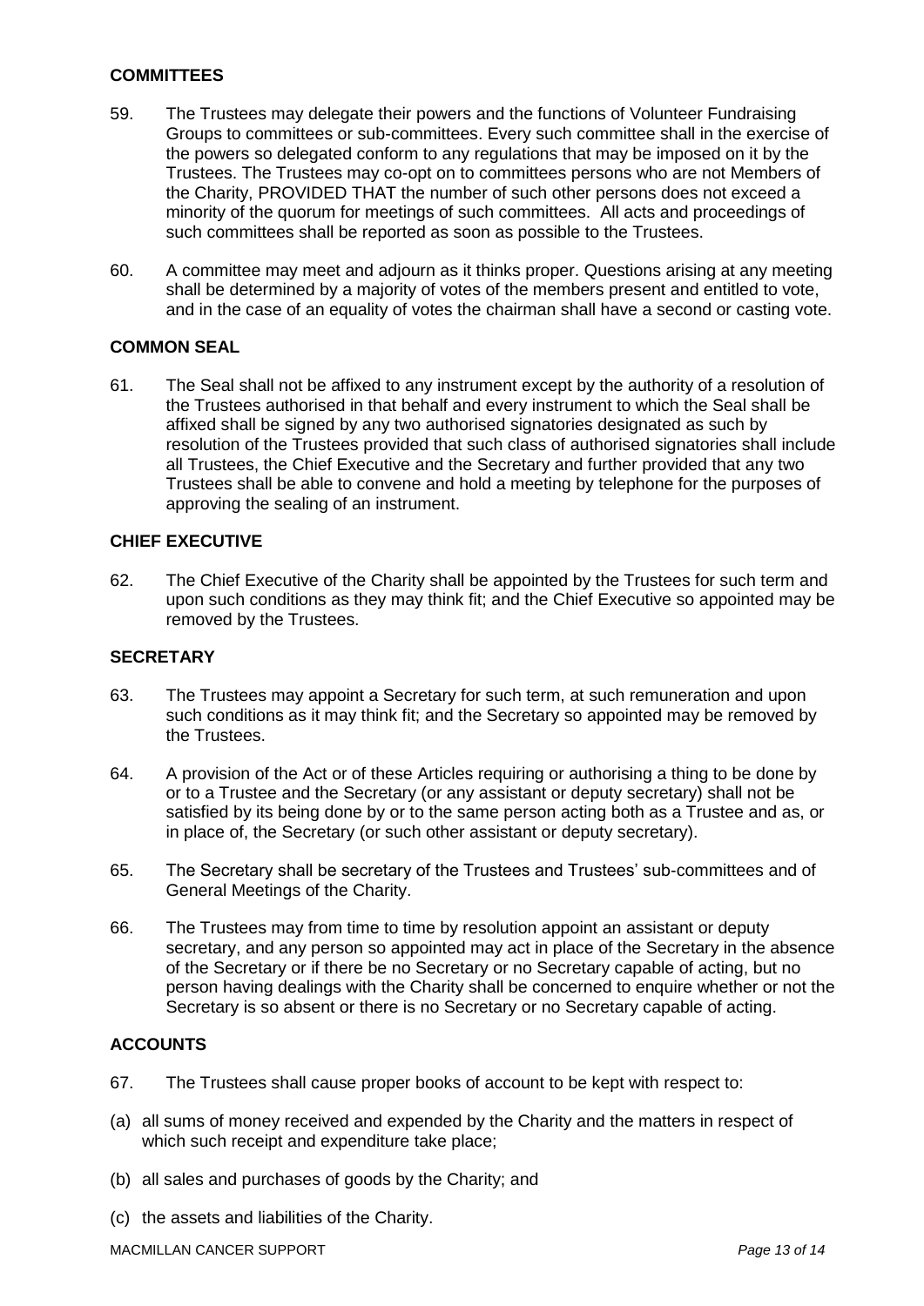## COMMITTEES

59. The Trustees may delegate their powers and the functions of Volunteer Fundraising Groups to committees or sub-committees. Every such committee shall in the exercise of the powers so delegated conform to any regulations that may be imposed on it by the Trustees. The Trustees may co-opt on to committees persons who are not Members of the Charity, PROVIDED THAT the number of such other persons does not exceed a minority of the quorum for meetings of such committees. All acts and proceedings of such committees shall be reported as soon as possible to the Trustees.

60. A committee may meet and adjourn as it thinks proper. Questions arising at any meeting shall be determined by a majority of votes of the members present and entitled to vote, and in the case of an equality of votes the chairman shall have a second or casting vote.

## COMMON SEAL

61. The Seal shall not be affixed to any instrument except by the authority of a resolution of the Trustees authorised in that behalf and every instrument to which the Seal shall be affixed shall be signed by any two authorised signatories designated as such by resolution of the Trustees provided that such class of authorised signatories shall include all Trustees, the Chief Executive and the Secretary and further provided that any two Trustees shall be able to convene and hold a meeting by telephone for the purposes of approving the sealing of an instrument.

## CHIEF EXECUTIVE

62. The Chief Executive of the Charity shall be appointed by the Trustees for such term and upon such conditions as they may think fit; and the Chief Executive so appointed may be removed by the Trustees.

## SECRETARY

63. The Trustees may appoint a Secretary for such term, at such remuneration and upon such conditions as it may think fit; and the Secretary so appointed may be removed by the Trustees.

64. A provision of the Act or of these Articles requiring or authorising a thing to be done by or to a Trustee and the Secretary (or any assistant or deputy secretary) shall not be satisfied by its being done by or to the same person acting both as a Trustee and as, or in place of, the Secretary (or such other assistant or deputy secretary).

65. The Secretary shall be secretary of the Trustees and Trustees' sub-committees and of General Meetings of the Charity.

66. The Trustees may from time to time by resolution appoint an assistant or deputy secretary, and any person so appointed may act in place of the Secretary in the absence of the Secretary or if there be no Secretary or no Secretary capable of acting, but no person having dealings with the Charity shall be concerned to enquire whether or not the Secretary is so absent or there is no Secretary or no Secretary capable of acting.

## ACCOUNTS

67. The Trustees shall cause proper books of account to be kept with respect to:

(a) all sums of money received and expended by the Charity and the matters in respect of which such receipt and expenditure take place;

(b) all sales and purchases of goods by the Charity; and

(c) the assets and liabilities of the Charity.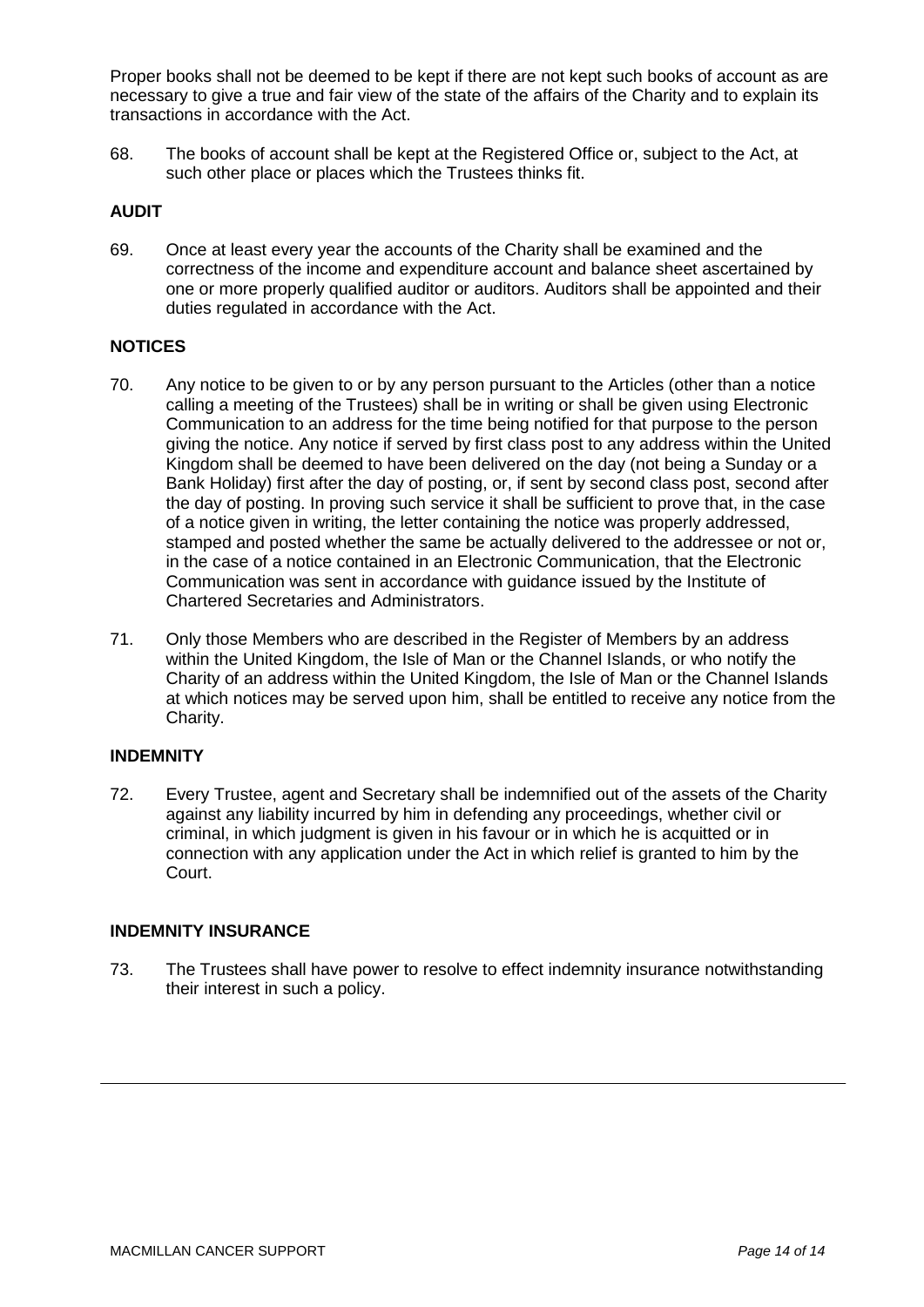Proper books shall not be deemed to be kept if there are not kept such books of account as are necessary to give a true and fair view of the state of the affairs of the Charity and to explain its transactions in accordance with the Act.

68. The books of account shall be kept at the Registered Office or, subject to the Act, at such other place or places which the Trustees thinks fit.

**AUDIT**

69. Once at least every year the accounts of the Charity shall be examined and the correctness of the income and expenditure account and balance sheet ascertained by one or more properly qualified auditor or auditors. Auditors shall be appointed and their duties regulated in accordance with the Act.

**NOTICES**

70. Any notice to be given to or by any person pursuant to the Articles (other than a notice calling a meeting of the Trustees) shall be in writing or shall be given using Electronic Communication to an address for the time being notified for that purpose to the person giving the notice. Any notice if served by first class post to any address within the United Kingdom shall be deemed to have been delivered on the day (not being a Sunday or a Bank Holiday) first after the day of posting, or, if sent by second class post, second after the day of posting. In proving such service it shall be sufficient to prove that, in the case of a notice given in writing, the letter containing the notice was properly addressed, stamped and posted whether the same be actually delivered to the addressee or not or, in the case of a notice contained in an Electronic Communication, that the Electronic Communication was sent in accordance with guidance issued by the Institute of Chartered Secretaries and Administrators.

71. Only those Members who are described in the Register of Members by an address within the United Kingdom, the Isle of Man or the Channel Islands, or who notify the Charity of an address within the United Kingdom, the Isle of Man or the Channel Islands at which notices may be served upon him, shall be entitled to receive any notice from the Charity.

**INDEMNITY**

72. Every Trustee, agent and Secretary shall be indemnified out of the assets of the Charity against any liability incurred by him in defending any proceedings, whether civil or criminal, in which judgment is given in his favour or in which he is acquitted or in connection with any application under the Act in which relief is granted to him by the Court.

**INDEMNITY INSURANCE**

73. The Trustees shall have power to resolve to effect indemnity insurance notwithstanding their interest in such a policy.